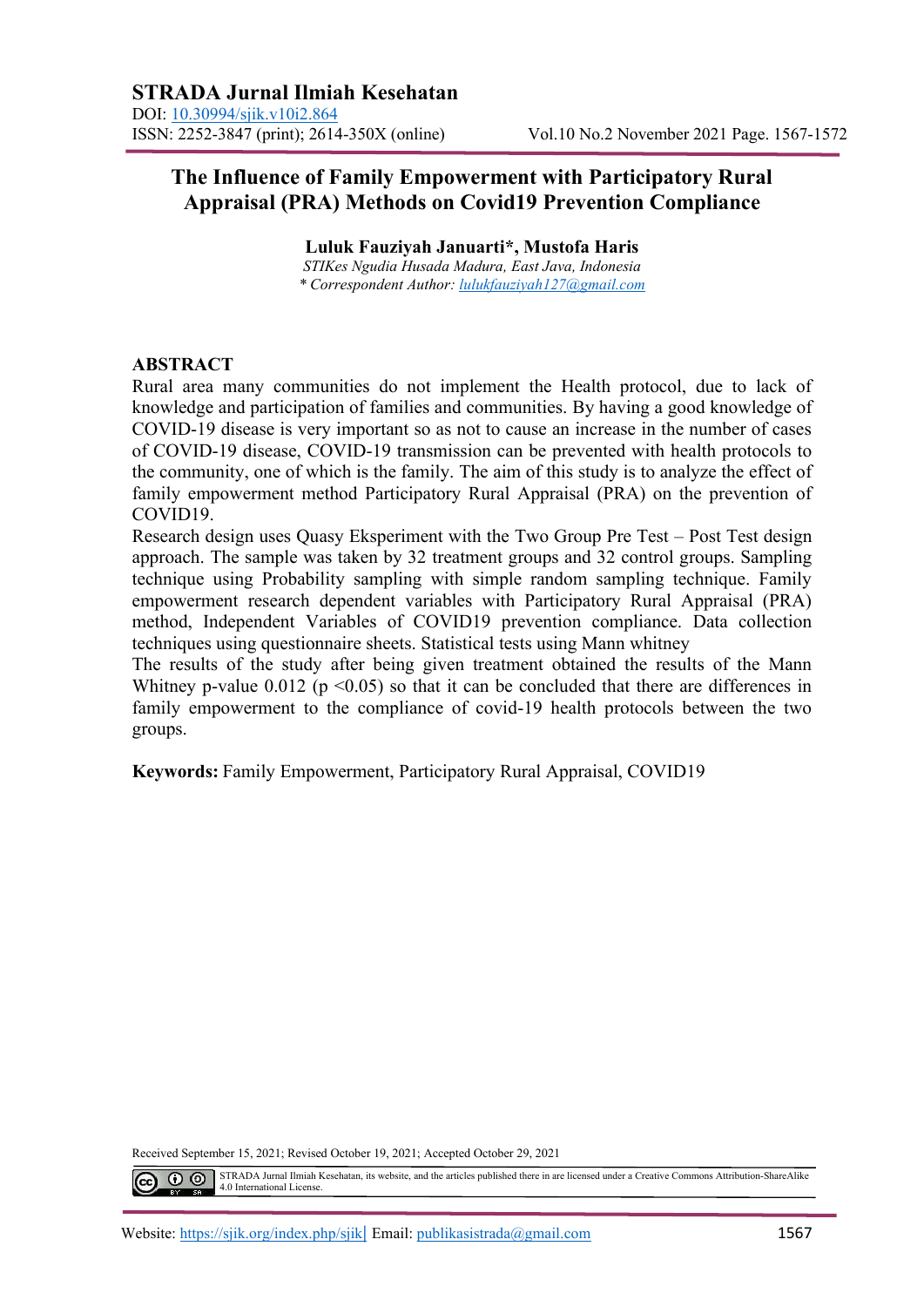# The Influence of Family Empowerment with Participatory Rural Appraisal (PRA) Methods on Covid19 Prevention Compliance

**Luluk Fauziyah Januarti*, Mustofa Haris**

*STIKes Ngudia Husada Madura, East Java, Indonesia*

*\* Correspondent Author: lulukfauziyah127@gmail.com*

## ABSTRACT

Rural area many communities do not implement the Health protocol, due to lack of knowledge and participation of families and communities. By having a good knowledge of COVID-19 disease is very important so as not to cause an increase in the number of cases of COVID-19 disease, COVID-19 transmission can be prevented with health protocols to the community, one of which is the family. The aim of this study is to analyze the effect of family empowerment method Participatory Rural Appraisal (PRA) on the prevention of COVID19.

Research design uses Quasy Eksperiment with the Two Group Pre Test – Post Test design approach. The sample was taken by 32 treatment groups and 32 control groups. Sampling technique using Probability sampling with simple random sampling technique. Family empowerment research dependent variables with Participatory Rural Appraisal (PRA) method, Independent Variables of COVID19 prevention compliance. Data collection techniques using questionnaire sheets. Statistical tests using Mann whitney

The results of the study after being given treatment obtained the results of the Mann Whitney p-value 0.012 ($p < 0.05$) so that it can be concluded that there are differences in family empowerment to the compliance of covid-19 health protocols between the two groups.

**Keywords:** Family Empowerment, Participatory Rural Appraisal, COVID19

Received September 15, 2021; Revised October 19, 2021; Accepted October 29, 2021

STRADA Jurnal Ilmiah Kesehatan, its website, and the articles published there in are licensed under a Creative Commons Attribution-ShareAlike 4.0 International License.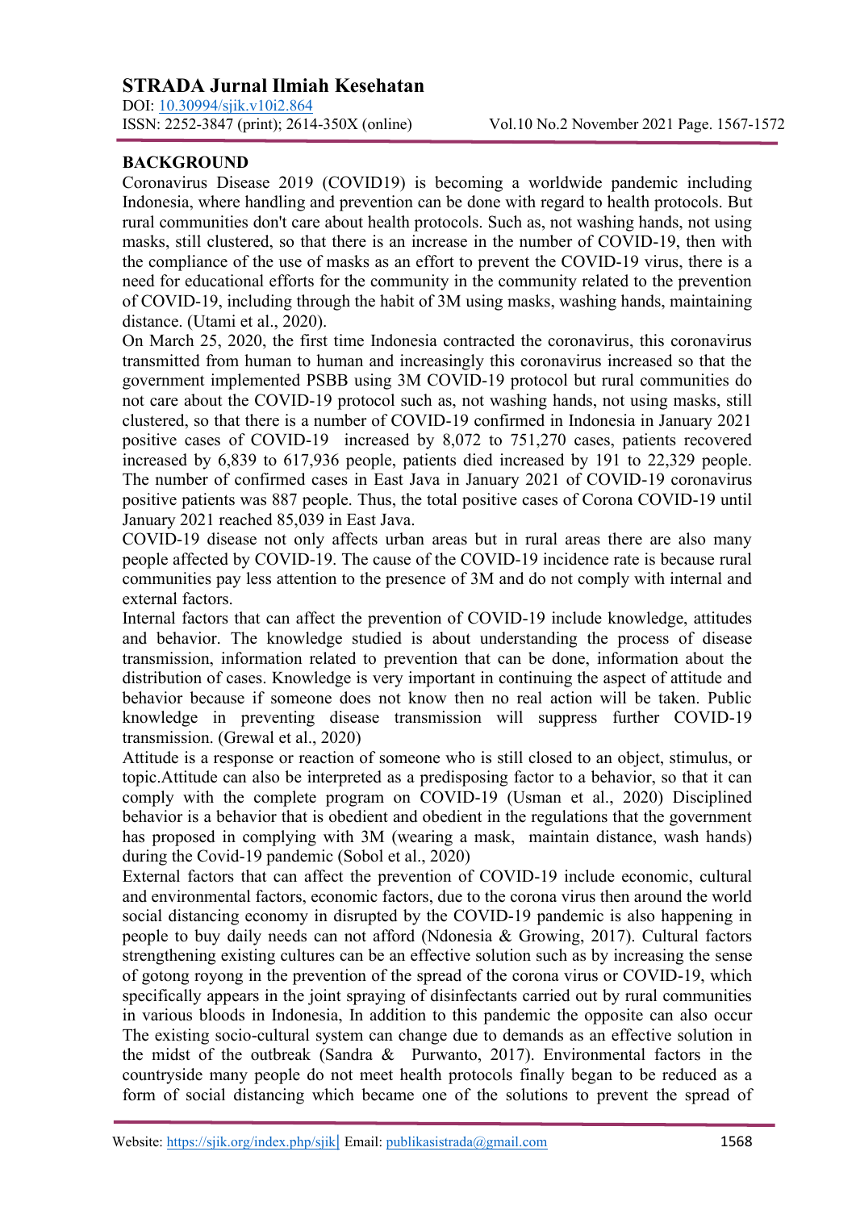## BACKGROUND

Coronavirus Disease 2019 (COVID19) is becoming a worldwide pandemic including Indonesia, where handling and prevention can be done with regard to health protocols. But rural communities don't care about health protocols. Such as, not washing hands, not using masks, still clustered, so that there is an increase in the number of COVID-19, then with the compliance of the use of masks as an effort to prevent the COVID-19 virus, there is a need for educational efforts for the community in the community related to the prevention of COVID-19, including through the habit of 3M using masks, washing hands, maintaining distance. (Utami et al., 2020).

On March 25, 2020, the first time Indonesia contracted the coronavirus, this coronavirus transmitted from human to human and increasingly this coronavirus increased so that the government implemented PSBB using 3M COVID-19 protocol but rural communities do not care about the COVID-19 protocol such as, not washing hands, not using masks, still clustered, so that there is a number of COVID-19 confirmed in Indonesia in January 2021 positive cases of COVID-19 increased by 8,072 to 751,270 cases, patients recovered increased by 6,839 to 617,936 people, patients died increased by 191 to 22,329 people. The number of confirmed cases in East Java in January 2021 of COVID-19 coronavirus positive patients was 887 people. Thus, the total positive cases of Corona COVID-19 until January 2021 reached 85,039 in East Java.

COVID-19 disease not only affects urban areas but in rural areas there are also many people affected by COVID-19. The cause of the COVID-19 incidence rate is because rural communities pay less attention to the presence of 3M and do not comply with internal and external factors.

Internal factors that can affect the prevention of COVID-19 include knowledge, attitudes and behavior. The knowledge studied is about understanding the process of disease transmission, information related to prevention that can be done, information about the distribution of cases. Knowledge is very important in continuing the aspect of attitude and behavior because if someone does not know then no real action will be taken. Public knowledge in preventing disease transmission will suppress further COVID-19 transmission. (Grewal et al., 2020)

Attitude is a response or reaction of someone who is still closed to an object, stimulus, or topic.Attitude can also be interpreted as a predisposing factor to a behavior, so that it can comply with the complete program on COVID-19 (Usman et al., 2020) Disciplined behavior is a behavior that is obedient and obedient in the regulations that the government has proposed in complying with 3M (wearing a mask, maintain distance, wash hands) during the Covid-19 pandemic (Sobol et al., 2020)

External factors that can affect the prevention of COVID-19 include economic, cultural and environmental factors, economic factors, due to the corona virus then around the world social distancing economy in disrupted by the COVID-19 pandemic is also happening in people to buy daily needs can not afford (Ndonesia & Growing, 2017). Cultural factors strengthening existing cultures can be an effective solution such as by increasing the sense of gotong royong in the prevention of the spread of the corona virus or COVID-19, which specifically appears in the joint spraying of disinfectants carried out by rural communities in various bloods in Indonesia, In addition to this pandemic the opposite can also occur The existing socio-cultural system can change due to demands as an effective solution in the midst of the outbreak (Sandra & Purwanto, 2017). Environmental factors in the countryside many people do not meet health protocols finally began to be reduced as a form of social distancing which became one of the solutions to prevent the spread of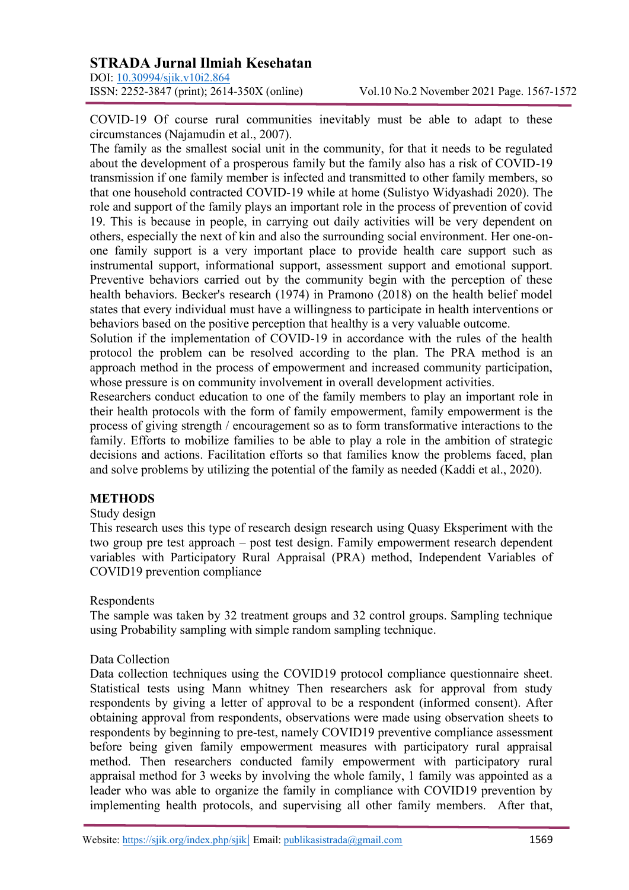COVID-19 Of course rural communities inevitably must be able to adapt to these circumstances (Najamudin et al., 2007).
The family as the smallest social unit in the community, for that it needs to be regulated about the development of a prosperous family but the family also has a risk of COVID-19 transmission if one family member is infected and transmitted to other family members, so that one household contracted COVID-19 while at home (Sulistyo Widyashadi 2020). The role and support of the family plays an important role in the process of prevention of covid 19. This is because in people, in carrying out daily activities will be very dependent on others, especially the next of kin and also the surrounding social environment. Her one-on-one family support is a very important place to provide health care support such as instrumental support, informational support, assessment support and emotional support. Preventive behaviors carried out by the community begin with the perception of these health behaviors. Becker's research (1974) in Pramono (2018) on the health belief model states that every individual must have a willingness to participate in health interventions or behaviors based on the positive perception that healthy is a very valuable outcome.
Solution if the implementation of COVID-19 in accordance with the rules of the health protocol the problem can be resolved according to the plan. The PRA method is an approach method in the process of empowerment and increased community participation, whose pressure is on community involvement in overall development activities.
Researchers conduct education to one of the family members to play an important role in their health protocols with the form of family empowerment, family empowerment is the process of giving strength / encouragement so as to form transformative interactions to the family. Efforts to mobilize families to be able to play a role in the ambition of strategic decisions and actions. Facilitation efforts so that families know the problems faced, plan and solve problems by utilizing the potential of the family as needed (Kaddi et al., 2020).

## METHODS

Study design

This research uses this type of research design research using Quasy Eksperiment with the two group pre test approach – post test design. Family empowerment research dependent variables with Participatory Rural Appraisal (PRA) method, Independent Variables of COVID19 prevention compliance

Respondents

The sample was taken by 32 treatment groups and 32 control groups. Sampling technique using Probability sampling with simple random sampling technique.

Data Collection

Data collection techniques using the COVID19 protocol compliance questionnaire sheet. Statistical tests using Mann whitney Then researchers ask for approval from study respondents by giving a letter of approval to be a respondent (informed consent). After obtaining approval from respondents, observations were made using observation sheets to respondents by beginning to pre-test, namely COVID19 preventive compliance assessment before being given family empowerment measures with participatory rural appraisal method. Then researchers conducted family empowerment with participatory rural appraisal method for 3 weeks by involving the whole family, 1 family was appointed as a leader who was able to organize the family in compliance with COVID19 prevention by implementing health protocols, and supervising all other family members. After that,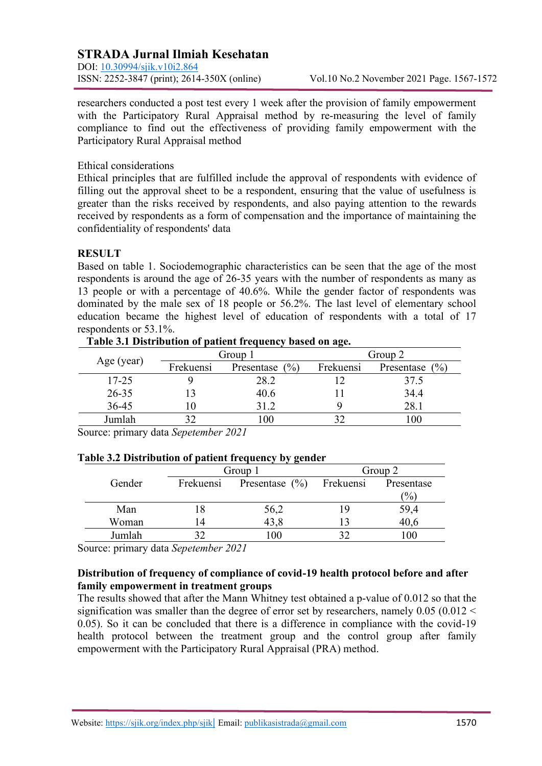researchers conducted a post test every 1 week after the provision of family empowerment with the Participatory Rural Appraisal method by re-measuring the level of family compliance to find out the effectiveness of providing family empowerment with the Participatory Rural Appraisal method

Ethical considerations

Ethical principles that are fulfilled include the approval of respondents with evidence of filling out the approval sheet to be a respondent, ensuring that the value of usefulness is greater than the risks received by respondents, and also paying attention to the rewards received by respondents as a form of compensation and the importance of maintaining the confidentiality of respondents' data

## RESULT

Based on table 1. Sociodemographic characteristics can be seen that the age of the most respondents is around the age of 26-35 years with the number of respondents as many as 13 people or with a percentage of 40.6%. While the gender factor of respondents was dominated by the male sex of 18 people or 56.2%. The last level of elementary school education became the highest level of education of respondents with a total of 17 respondents or 53.1%.

**Table 3.1 Distribution of patient frequency based on age.**

| Age (year) | Group 1 | | Group 2 | |
|---|---|---|---|---|
| | Frekuensi | Presentase (%) | Frekuensi | Presentase (%) |
| 17-25 | 9 | 28.2 | 12 | 37.5 |
| 26-35 | 13 | 40.6 | 11 | 34.4 |
| 36-45 | 10 | 31.2 | 9 | 28.1 |
| Jumlah | 32 | 100 | 32 | 100 |

Source: primary data *Sepetember 2021*

**Table 3.2 Distribution of patient frequency by gender**

| Gender | Group 1 | | Group 2 | |
|---|---|---|---|---|
| | Frekuensi | Presentase (%) | Frekuensi | Presentase (%) |
| Man | 18 | 56,2 | 19 | 59,4 |
| Woman | 14 | 43,8 | 13 | 40,6 |
| Jumlah | 32 | 100 | 32 | 100 |

Source: primary data *Sepetember 2021*

**Distribution of frequency of compliance of covid-19 health protocol before and after family empowerment in treatment groups**

The results showed that after the Mann Whitney test obtained a p-value of 0.012 so that the signification was smaller than the degree of error set by researchers, namely 0.05 (0.012 < 0.05). So it can be concluded that there is a difference in compliance with the covid-19 health protocol between the treatment group and the control group after family empowerment with the Participatory Rural Appraisal (PRA) method.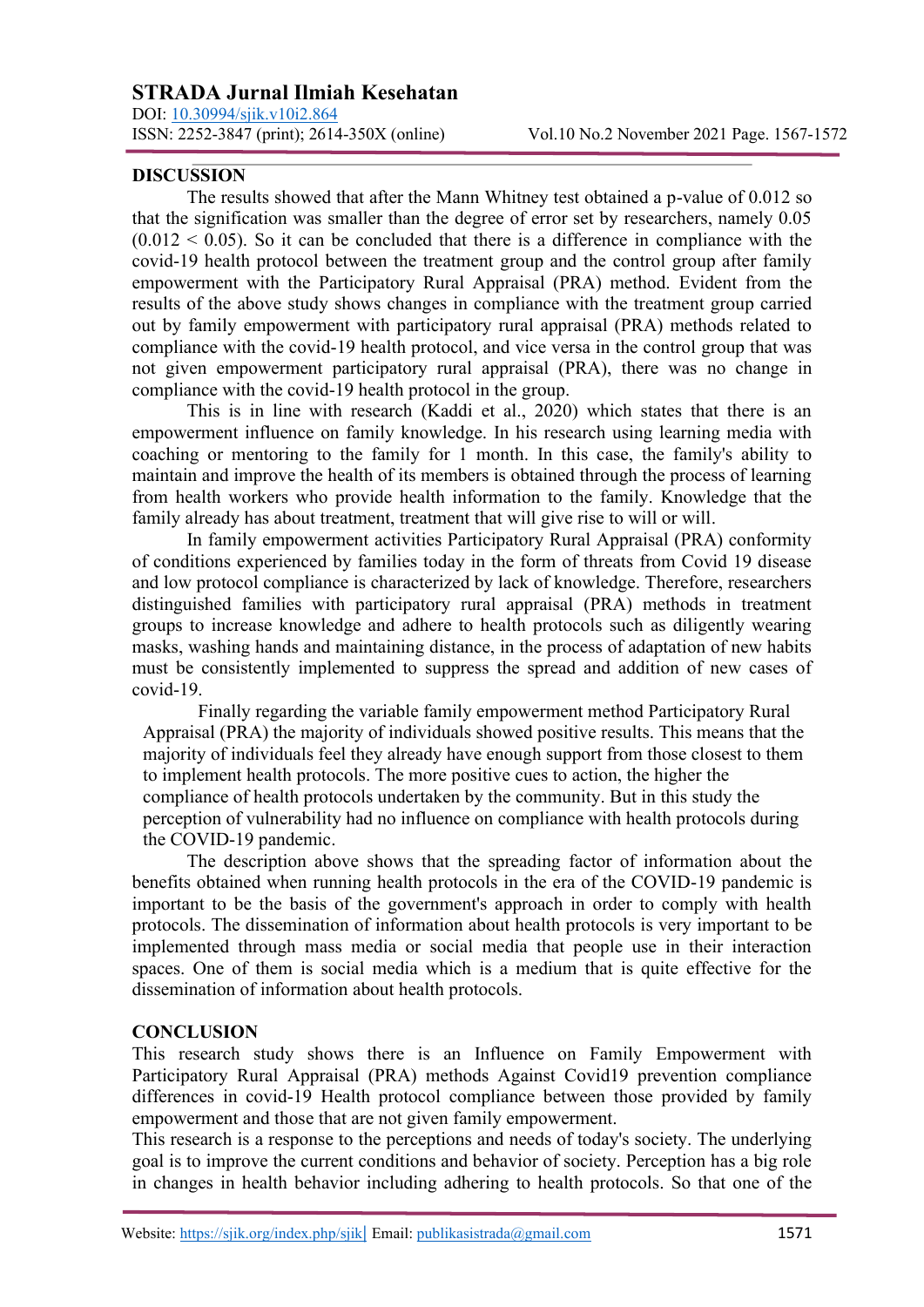## DISCUSSION

The results showed that after the Mann Whitney test obtained a p-value of 0.012 so that the signification was smaller than the degree of error set by researchers, namely 0.05 ($0.012 < 0.05$). So it can be concluded that there is a difference in compliance with the covid-19 health protocol between the treatment group and the control group after family empowerment with the Participatory Rural Appraisal (PRA) method. Evident from the results of the above study shows changes in compliance with the treatment group carried out by family empowerment with participatory rural appraisal (PRA) methods related to compliance with the covid-19 health protocol, and vice versa in the control group that was not given empowerment participatory rural appraisal (PRA), there was no change in compliance with the covid-19 health protocol in the group.

This is in line with research (Kaddi et al., 2020) which states that there is an empowerment influence on family knowledge. In his research using learning media with coaching or mentoring to the family for 1 month. In this case, the family's ability to maintain and improve the health of its members is obtained through the process of learning from health workers who provide health information to the family. Knowledge that the family already has about treatment, treatment that will give rise to will or will.

In family empowerment activities Participatory Rural Appraisal (PRA) conformity of conditions experienced by families today in the form of threats from Covid 19 disease and low protocol compliance is characterized by lack of knowledge. Therefore, researchers distinguished families with participatory rural appraisal (PRA) methods in treatment groups to increase knowledge and adhere to health protocols such as diligently wearing masks, washing hands and maintaining distance, in the process of adaptation of new habits must be consistently implemented to suppress the spread and addition of new cases of covid-19.

Finally regarding the variable family empowerment method Participatory Rural Appraisal (PRA) the majority of individuals showed positive results. This means that the majority of individuals feel they already have enough support from those closest to them to implement health protocols. The more positive cues to action, the higher the compliance of health protocols undertaken by the community. But in this study the perception of vulnerability had no influence on compliance with health protocols during the COVID-19 pandemic.

The description above shows that the spreading factor of information about the benefits obtained when running health protocols in the era of the COVID-19 pandemic is important to be the basis of the government's approach in order to comply with health protocols. The dissemination of information about health protocols is very important to be implemented through mass media or social media that people use in their interaction spaces. One of them is social media which is a medium that is quite effective for the dissemination of information about health protocols.

## CONCLUSION

This research study shows there is an Influence on Family Empowerment with Participatory Rural Appraisal (PRA) methods Against Covid19 prevention compliance differences in covid-19 Health protocol compliance between those provided by family empowerment and those that are not given family empowerment.

This research is a response to the perceptions and needs of today's society. The underlying goal is to improve the current conditions and behavior of society. Perception has a big role in changes in health behavior including adhering to health protocols. So that one of the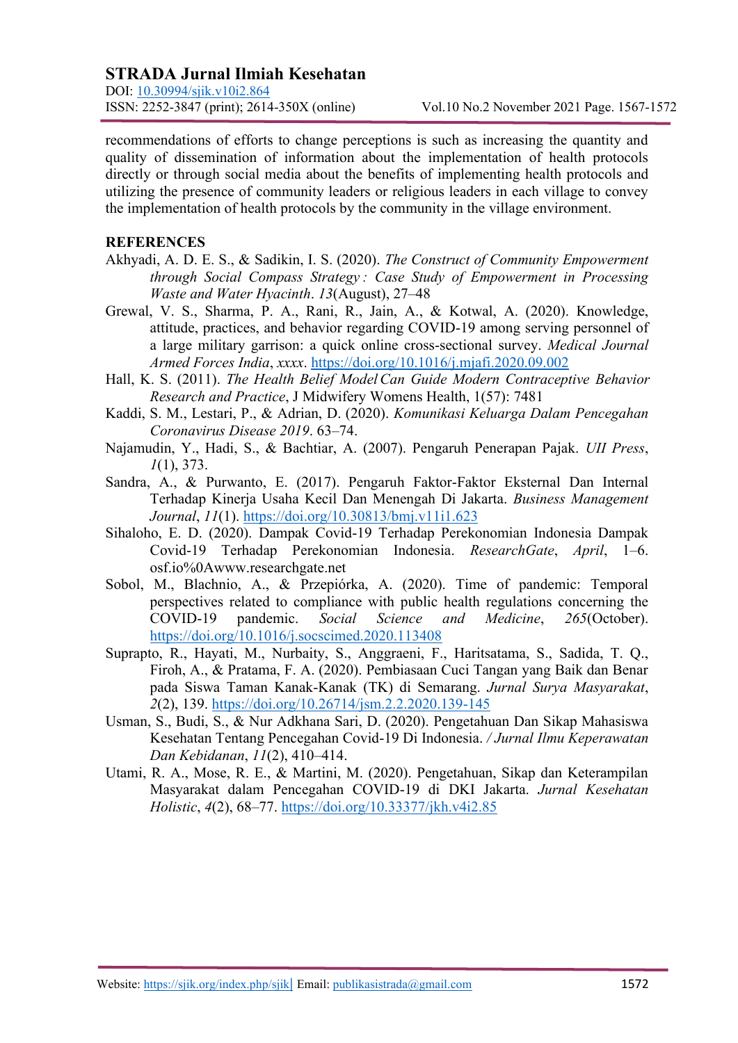recommendations of efforts to change perceptions is such as increasing the quantity and quality of dissemination of information about the implementation of health protocols directly or through social media about the benefits of implementing health protocols and utilizing the presence of community leaders or religious leaders in each village to convey the implementation of health protocols by the community in the village environment.

**REFERENCES**

Akhyadi, A. D. E. S., & Sadikin, I. S. (2020). *The Construct of Community Empowerment through Social Compass Strategy : Case Study of Empowerment in Processing Waste and Water Hyacinth*. *13*(August), 27–48

Grewal, V. S., Sharma, P. A., Rani, R., Jain, A., & Kotwal, A. (2020). Knowledge, attitude, practices, and behavior regarding COVID-19 among serving personnel of a large military garrison: a quick online cross-sectional survey. *Medical Journal Armed Forces India*, *xxxx*. https://doi.org/10.1016/j.mjafi.2020.09.002

Hall, K. S. (2011). *The Health Belief Model Can Guide Modern Contraceptive Behavior Research and Practice*, J Midwifery Womens Health, 1(57): 7481

Kaddi, S. M., Lestari, P., & Adrian, D. (2020). *Komunikasi Keluarga Dalam Pencegahan Coronavirus Disease 2019*. 63–74.

Najamudin, Y., Hadi, S., & Bachtiar, A. (2007). Pengaruh Penerapan Pajak. *UII Press*, *1*(1), 373.

Sandra, A., & Purwanto, E. (2017). Pengaruh Faktor-Faktor Eksternal Dan Internal Terhadap Kinerja Usaha Kecil Dan Menengah Di Jakarta. *Business Management Journal*, *11*(1). https://doi.org/10.30813/bmj.v11i1.623

Sihaloho, E. D. (2020). Dampak Covid-19 Terhadap Perekonomian Indonesia Dampak Covid-19 Terhadap Perekonomian Indonesia. *ResearchGate*, *April*, 1–6. osf.io%0Awww.researchgate.net

Sobol, M., Blachnio, A., & Przepiórka, A. (2020). Time of pandemic: Temporal perspectives related to compliance with public health regulations concerning the COVID-19 pandemic. *Social Science and Medicine*, *265*(October). https://doi.org/10.1016/j.socscimed.2020.113408

Suprapto, R., Hayati, M., Nurbaity, S., Anggraeni, F., Haritsatama, S., Sadida, T. Q., Firoh, A., & Pratama, F. A. (2020). Pembiasaan Cuci Tangan yang Baik dan Benar pada Siswa Taman Kanak-Kanak (TK) di Semarang. *Jurnal Surya Masyarakat*, *2*(2), 139. https://doi.org/10.26714/jsm.2.2.2020.139-145

Usman, S., Budi, S., & Nur Adkhana Sari, D. (2020). Pengetahuan Dan Sikap Mahasiswa Kesehatan Tentang Pencegahan Covid-19 Di Indonesia. */ Jurnal Ilmu Keperawatan Dan Kebidanan*, *11*(2), 410–414.

Utami, R. A., Mose, R. E., & Martini, M. (2020). Pengetahuan, Sikap dan Keterampilan Masyarakat dalam Pencegahan COVID-19 di DKI Jakarta. *Jurnal Kesehatan Holistic*, *4*(2), 68–77. https://doi.org/10.33377/jkh.v4i2.85